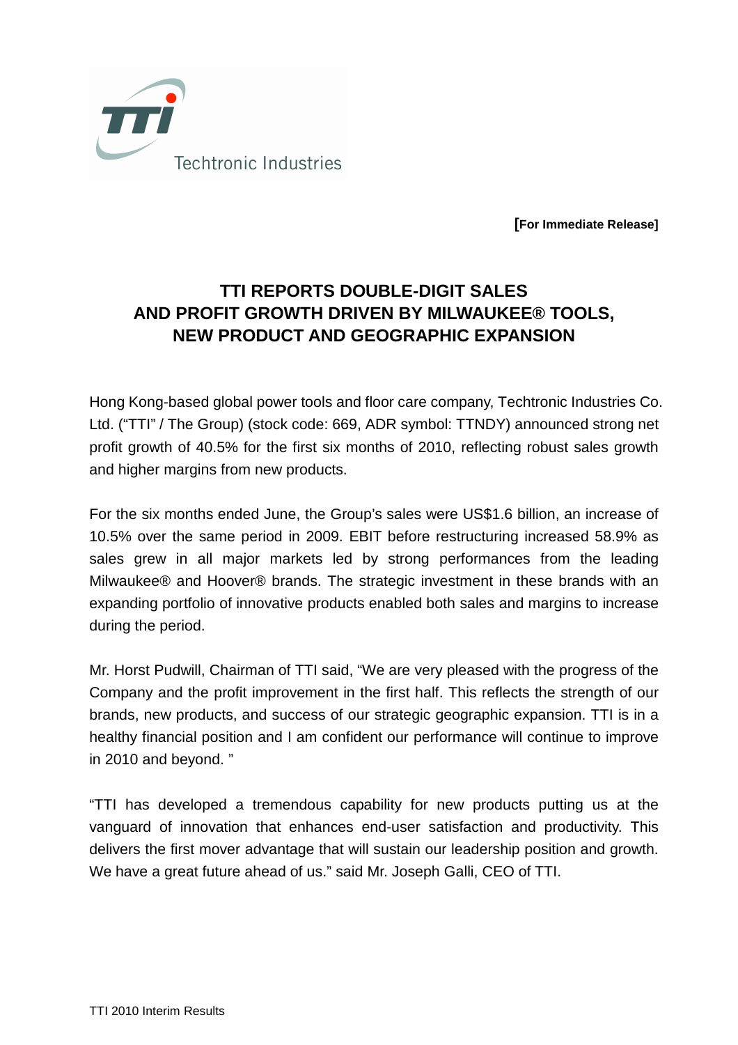Techtronic Industries

**[For Immediate Release]**

# TTI REPORTS DOUBLE-DIGIT SALES AND PROFIT GROWTH DRIVEN BY MILWAUKEE® TOOLS, NEW PRODUCT AND GEOGRAPHIC EXPANSION

Hong Kong-based global power tools and floor care company, Techtronic Industries Co. Ltd. ("TTI" / The Group) (stock code: 669, ADR symbol: TTNDY) announced strong net profit growth of 40.5% for the first six months of 2010, reflecting robust sales growth and higher margins from new products.

For the six months ended June, the Group's sales were US$1.6 billion, an increase of 10.5% over the same period in 2009. EBIT before restructuring increased 58.9% as sales grew in all major markets led by strong performances from the leading Milwaukee® and Hoover® brands. The strategic investment in these brands with an expanding portfolio of innovative products enabled both sales and margins to increase during the period.

Mr. Horst Pudwill, Chairman of TTI said, "We are very pleased with the progress of the Company and the profit improvement in the first half. This reflects the strength of our brands, new products, and success of our strategic geographic expansion. TTI is in a healthy financial position and I am confident our performance will continue to improve in 2010 and beyond. "

"TTI has developed a tremendous capability for new products putting us at the vanguard of innovation that enhances end-user satisfaction and productivity. This delivers the first mover advantage that will sustain our leadership position and growth. We have a great future ahead of us." said Mr. Joseph Galli, CEO of TTI.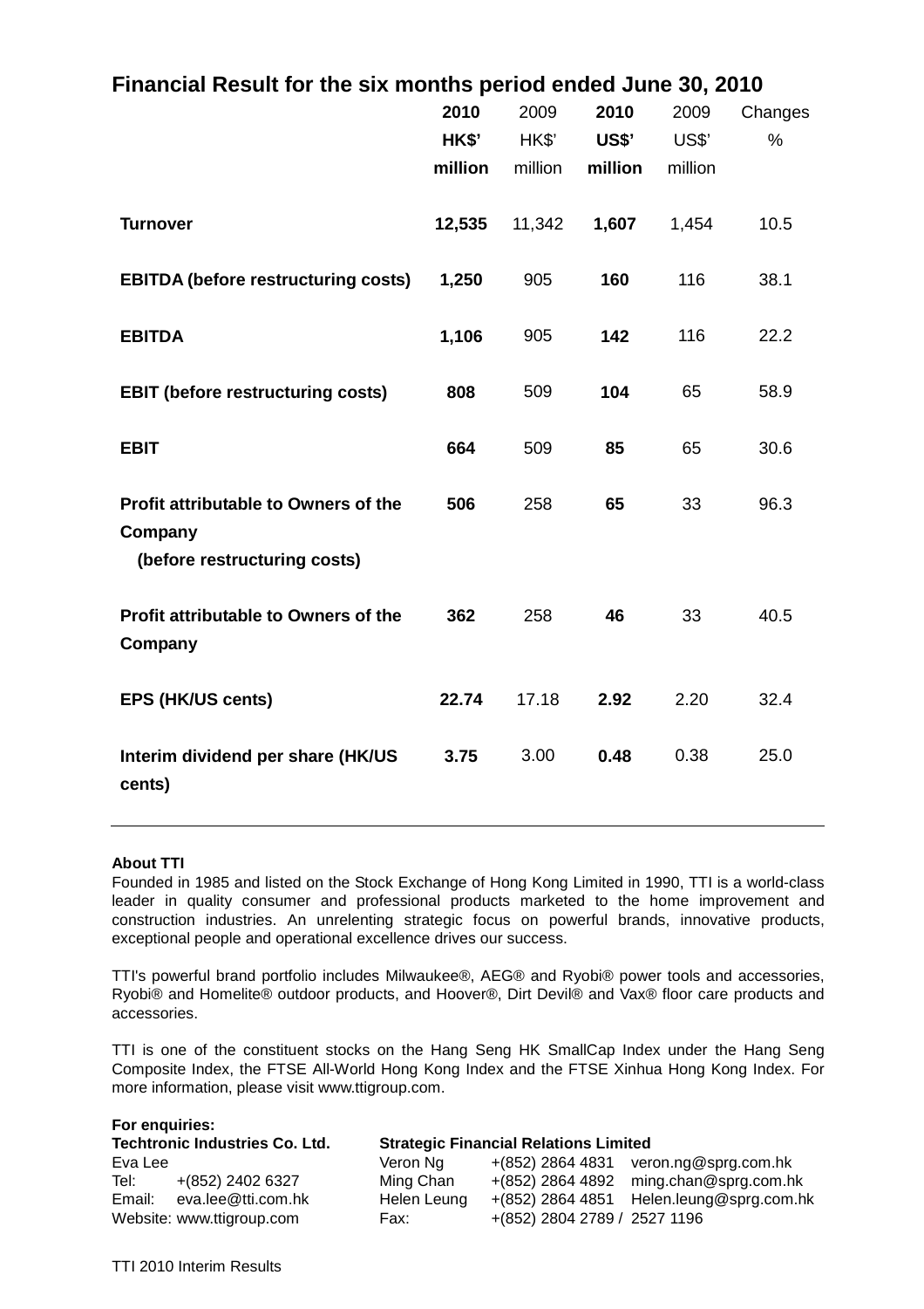## Financial Result for the six months period ended June 30, 2010

| | 2010 HK$' million | 2009 HK$' million | 2010 US$' million | 2009 US$' million | Changes % |
|---|---|---|---|---|---|
| **Turnover** | **12,535** | 11,342 | **1,607** | 1,454 | 10.5 |
| **EBITDA (before restructuring costs)** | **1,250** | 905 | **160** | 116 | 38.1 |
| **EBITDA** | **1,106** | 905 | **142** | 116 | 22.2 |
| **EBIT (before restructuring costs)** | **808** | 509 | **104** | 65 | 58.9 |
| **EBIT** | **664** | 509 | **85** | 65 | 30.6 |
| **Profit attributable to Owners of the Company (before restructuring costs)** | **506** | 258 | **65** | 33 | 96.3 |
| **Profit attributable to Owners of the Company** | **362** | 258 | **46** | 33 | 40.5 |
| **EPS (HK/US cents)** | **22.74** | 17.18 | **2.92** | 2.20 | 32.4 |
| **Interim dividend per share (HK/US cents)** | **3.75** | 3.00 | **0.48** | 0.38 | 25.0 |

**About TTI**

Founded in 1985 and listed on the Stock Exchange of Hong Kong Limited in 1990, TTI is a world-class leader in quality consumer and professional products marketed to the home improvement and construction industries. An unrelenting strategic focus on powerful brands, innovative products, exceptional people and operational excellence drives our success.

TTI's powerful brand portfolio includes Milwaukee®, AEG® and Ryobi® power tools and accessories, Ryobi® and Homelite® outdoor products, and Hoover®, Dirt Devil® and Vax® floor care products and accessories.

TTI is one of the constituent stocks on the Hang Seng HK SmallCap Index under the Hang Seng Composite Index, the FTSE All-World Hong Kong Index and the FTSE Xinhua Hong Kong Index. For more information, please visit www.ttigroup.com.

**For enquiries:**

**Techtronic Industries Co. Ltd.**
Eva Lee
Tel: +(852) 2402 6327
Email: eva.lee@tti.com.hk
Website: www.ttigroup.com

**Strategic Financial Relations Limited**
Veron Ng +(852) 2864 4831 veron.ng@sprg.com.hk
Ming Chan +(852) 2864 4892 ming.chan@sprg.com.hk
Helen Leung +(852) 2864 4851 Helen.leung@sprg.com.hk
Fax: +(852) 2804 2789 / 2527 1196